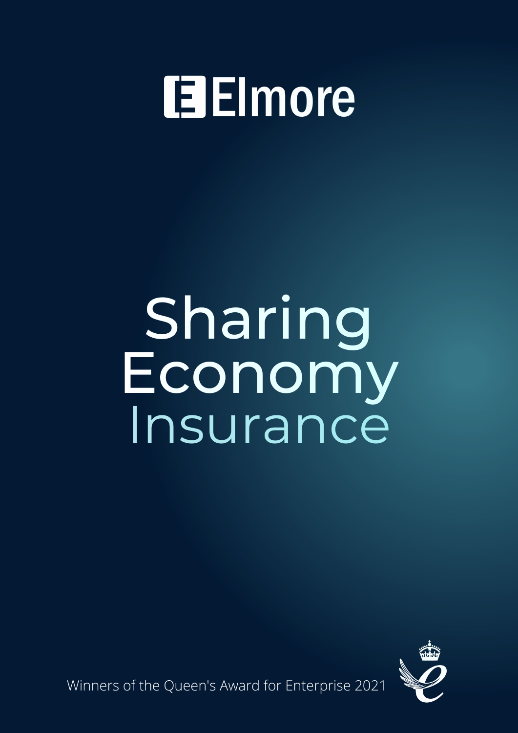Elmore

# Sharing Economy Insurance

Winners of the Queen's Award for Enterprise 2021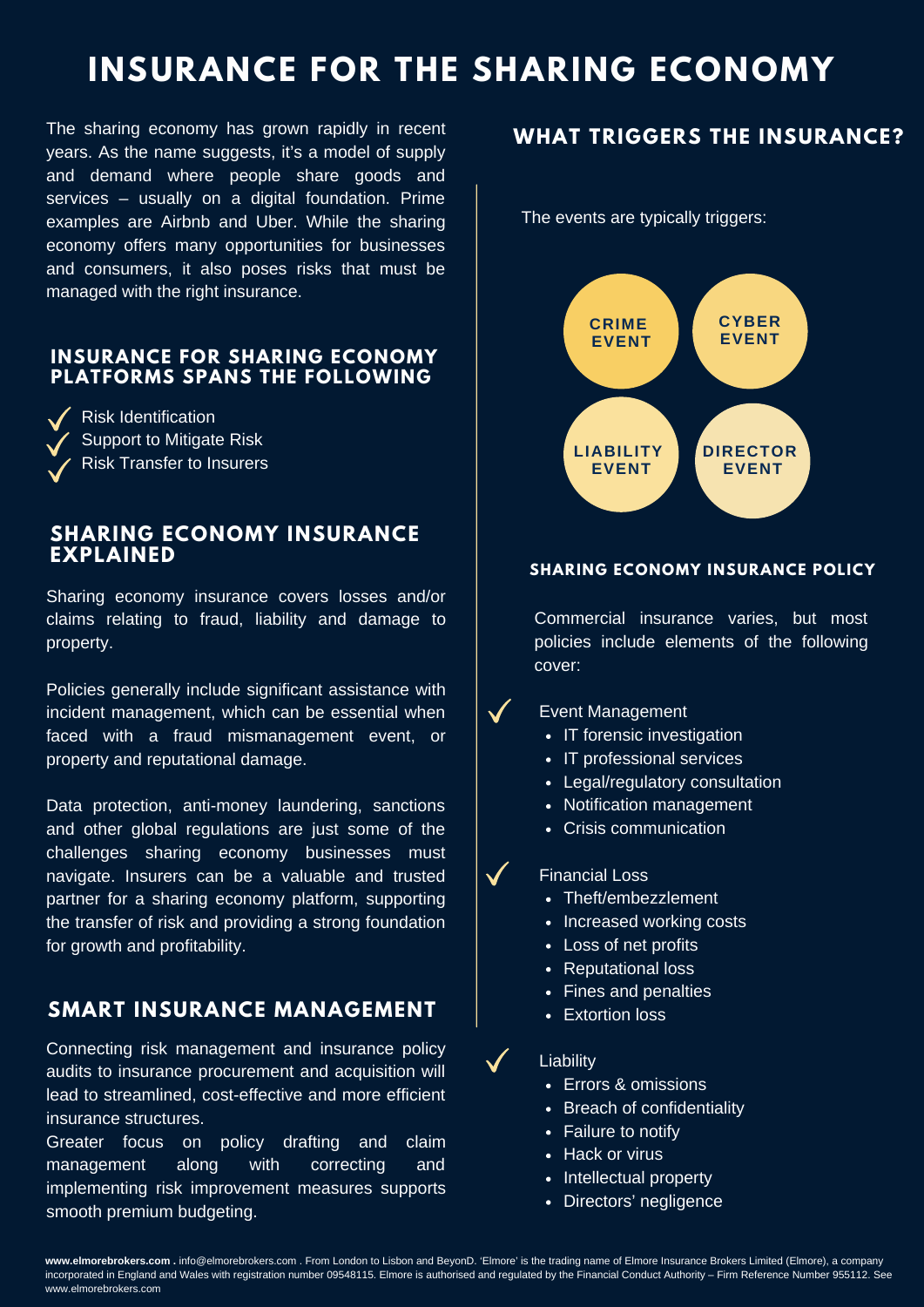# INSURANCE FOR THE SHARING ECONOMY

The sharing economy has grown rapidly in recent years. As the name suggests, it's a model of supply and demand where people share goods and services – usually on a digital foundation. Prime examples are Airbnb and Uber. While the sharing economy offers many opportunities for businesses and consumers, it also poses risks that must be managed with the right insurance.

## INSURANCE FOR SHARING ECONOMY PLATFORMS SPANS THE FOLLOWING

- Risk Identification
- Support to Mitigate Risk
- Risk Transfer to Insurers

## SHARING ECONOMY INSURANCE EXPLAINED

Sharing economy insurance covers losses and/or claims relating to fraud, liability and damage to property.

Policies generally include significant assistance with incident management, which can be essential when faced with a fraud mismanagement event, or property and reputational damage.

Data protection, anti-money laundering, sanctions and other global regulations are just some of the challenges sharing economy businesses must navigate. Insurers can be a valuable and trusted partner for a sharing economy platform, supporting the transfer of risk and providing a strong foundation for growth and profitability.

## SMART INSURANCE MANAGEMENT

Connecting risk management and insurance policy audits to insurance procurement and acquisition will lead to streamlined, cost-effective and more efficient insurance structures.
Greater focus on policy drafting and claim management along with correcting and implementing risk improvement measures supports smooth premium budgeting.

## WHAT TRIGGERS THE INSURANCE?

The events are typically triggers:

CRIME EVENT

CYBER EVENT

LIABILITY EVENT

DIRECTOR EVENT

### SHARING ECONOMY INSURANCE POLICY

Commercial insurance varies, but most policies include elements of the following cover:

- Event Management
  - IT forensic investigation
  - IT professional services
  - Legal/regulatory consultation
  - Notification management
  - Crisis communication
- Financial Loss
  - Theft/embezzlement
  - Increased working costs
  - Loss of net profits
  - Reputational loss
  - Fines and penalties
  - Extortion loss
- Liability
  - Errors & omissions
  - Breach of confidentiality
  - Failure to notify
  - Hack or virus
  - Intellectual property
  - Directors' negligence

**www.elmorebrokers.com .** info@elmorebrokers.com . From London to Lisbon and BeyonD. 'Elmore' is the trading name of Elmore Insurance Brokers Limited (Elmore), a company incorporated in England and Wales with registration number 09548115. Elmore is authorised and regulated by the Financial Conduct Authority – Firm Reference Number 955112. See www.elmorebrokers.com